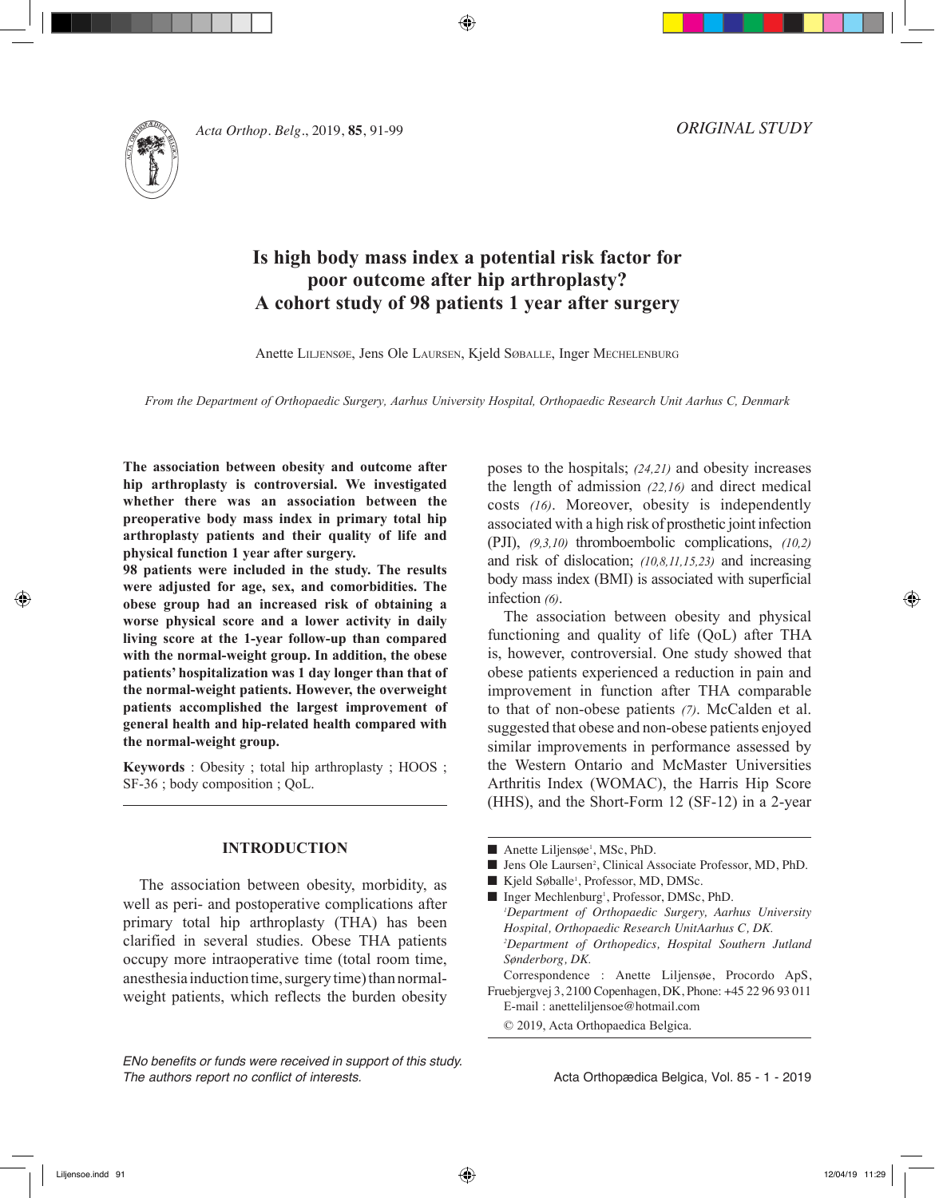ORIGINAL STUDY

# Is high body mass index a potential risk factor for poor outcome after hip arthroplasty? A cohort study of 98 patients 1 year after surgery

Anette Liljensøe, Jens Ole Laursen, Kjeld Søballe, Inger Mechelenburg

*From the Department of Orthopaedic Surgery, Aarhus University Hospital, Orthopaedic Research Unit Aarhus C, Denmark*

**The association between obesity and outcome after hip arthroplasty is controversial. We investigated whether there was an association between the preoperative body mass index in primary total hip arthroplasty patients and their quality of life and physical function 1 year after surgery.**

**98 patients were included in the study. The results were adjusted for age, sex, and comorbidities. The obese group had an increased risk of obtaining a worse physical score and a lower activity in daily living score at the 1-year follow-up than compared with the normal-weight group. In addition, the obese patients' hospitalization was 1 day longer than that of the normal-weight patients. However, the overweight patients accomplished the largest improvement of general health and hip-related health compared with the normal-weight group.**

**Keywords** : Obesity ; total hip arthroplasty ; HOOS ; SF-36 ; body composition ; QoL.

## INTRODUCTION

The association between obesity, morbidity, as well as peri- and postoperative complications after primary total hip arthroplasty (THA) has been clarified in several studies. Obese THA patients occupy more intraoperative time (total room time, anesthesia induction time, surgery time) than normal-weight patients, which reflects the burden obesity poses to the hospitals; *(24,21)* and obesity increases the length of admission *(22,16)* and direct medical costs *(16)*. Moreover, obesity is independently associated with a high risk of prosthetic joint infection (PJI), *(9,3,10)* thromboembolic complications, *(10,2)* and risk of dislocation; *(10,8,11,15,23)* and increasing body mass index (BMI) is associated with superficial infection *(6)*.

The association between obesity and physical functioning and quality of life (QoL) after THA is, however, controversial. One study showed that obese patients experienced a reduction in pain and improvement in function after THA comparable to that of non-obese patients *(7)*. McCalden et al. suggested that obese and non-obese patients enjoyed similar improvements in performance assessed by the Western Ontario and McMaster Universities Arthritis Index (WOMAC), the Harris Hip Score (HHS), and the Short-Form 12 (SF-12) in a 2-year

- Anette Liljensøe[1], MSc, PhD.
- Jens Ole Laursen[2], Clinical Associate Professor, MD, PhD.
- Kjeld Søballe[1], Professor, MD, DMSc.
- Inger Mechelenburg[1], Professor, DMSc, PhD.

[1]*Department of Orthopaedic Surgery, Aarhus University Hospital, Orthopaedic Research UnitAarhus C, DK.*
[2]*Department of Orthopedics, Hospital Southern Jutland Sønderborg, DK.*

Correspondence : Anette Liljensøe, Procordo ApS, Fruebjergvej 3, 2100 Copenhagen, DK, Phone: +45 22 96 93 011
E-mail : anetteliljensoe@hotmail.com

© 2019, Acta Orthopaedica Belgica.

*ENo benefits or funds were received in support of this study. The authors report no conflict of interests.*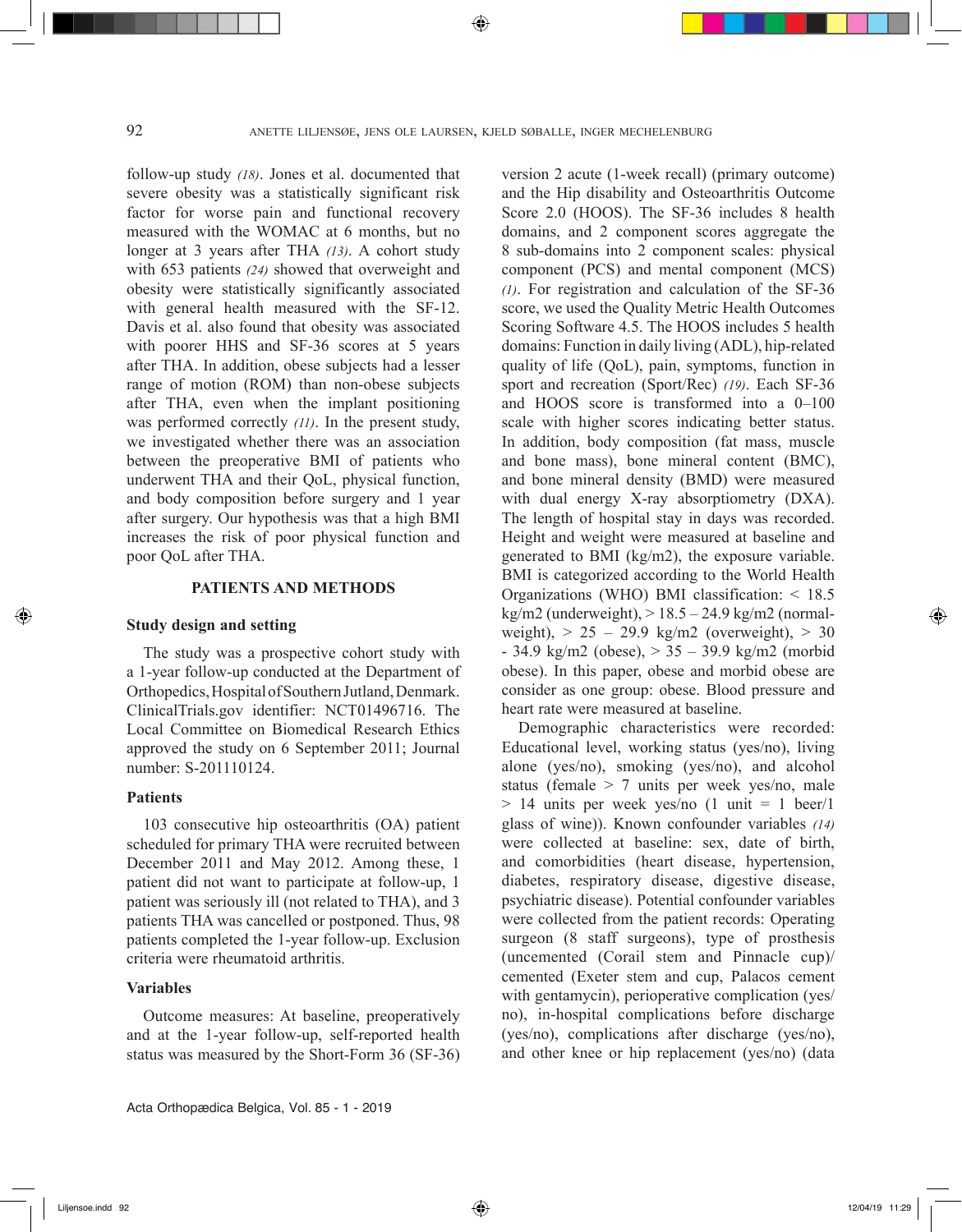follow-up study *(18)*. Jones et al. documented that severe obesity was a statistically significant risk factor for worse pain and functional recovery measured with the WOMAC at 6 months, but no longer at 3 years after THA *(13)*. A cohort study with 653 patients *(24)* showed that overweight and obesity were statistically significantly associated with general health measured with the SF-12. Davis et al. also found that obesity was associated with poorer HHS and SF-36 scores at 5 years after THA. In addition, obese subjects had a lesser range of motion (ROM) than non-obese subjects after THA, even when the implant positioning was performed correctly *(11)*. In the present study, we investigated whether there was an association between the preoperative BMI of patients who underwent THA and their QoL, physical function, and body composition before surgery and 1 year after surgery. Our hypothesis was that a high BMI increases the risk of poor physical function and poor QoL after THA.

## PATIENTS AND METHODS

### Study design and setting

The study was a prospective cohort study with a 1-year follow-up conducted at the Department of Orthopedics, Hospital of Southern Jutland, Denmark. ClinicalTrials.gov identifier: NCT01496716. The Local Committee on Biomedical Research Ethics approved the study on 6 September 2011; Journal number: S-201110124.

### Patients

103 consecutive hip osteoarthritis (OA) patient scheduled for primary THA were recruited between December 2011 and May 2012. Among these, 1 patient did not want to participate at follow-up, 1 patient was seriously ill (not related to THA), and 3 patients THA was cancelled or postponed. Thus, 98 patients completed the 1-year follow-up. Exclusion criteria were rheumatoid arthritis.

### Variables

Outcome measures: At baseline, preoperatively and at the 1-year follow-up, self-reported health status was measured by the Short-Form 36 (SF-36) version 2 acute (1-week recall) (primary outcome) and the Hip disability and Osteoarthritis Outcome Score 2.0 (HOOS). The SF-36 includes 8 health domains, and 2 component scores aggregate the 8 sub-domains into 2 component scales: physical component (PCS) and mental component (MCS) *(1)*. For registration and calculation of the SF-36 score, we used the Quality Metric Health Outcomes Scoring Software 4.5. The HOOS includes 5 health domains: Function in daily living (ADL), hip-related quality of life (QoL), pain, symptoms, function in sport and recreation (Sport/Rec) *(19)*. Each SF-36 and HOOS score is transformed into a 0–100 scale with higher scores indicating better status. In addition, body composition (fat mass, muscle and bone mass), bone mineral content (BMC), and bone mineral density (BMD) were measured with dual energy X-ray absorptiometry (DXA). The length of hospital stay in days was recorded. Height and weight were measured at baseline and generated to BMI (kg/m2), the exposure variable. BMI is categorized according to the World Health Organizations (WHO) BMI classification: < 18.5 kg/m2 (underweight), > 18.5 – 24.9 kg/m2 (normal-weight), > 25 – 29.9 kg/m2 (overweight), > 30 - 34.9 kg/m2 (obese), > 35 – 39.9 kg/m2 (morbid obese). In this paper, obese and morbid obese are consider as one group: obese. Blood pressure and heart rate were measured at baseline.

Demographic characteristics were recorded: Educational level, working status (yes/no), living alone (yes/no), smoking (yes/no), and alcohol status (female > 7 units per week yes/no, male > 14 units per week yes/no (1 unit = 1 beer/1 glass of wine)). Known confounder variables *(14)* were collected at baseline: sex, date of birth, and comorbidities (heart disease, hypertension, diabetes, respiratory disease, digestive disease, psychiatric disease). Potential confounder variables were collected from the patient records: Operating surgeon (8 staff surgeons), type of prosthesis (uncemented (Corail stem and Pinnacle cup)/ cemented (Exeter stem and cup, Palacos cement with gentamycin), perioperative complication (yes/ no), in-hospital complications before discharge (yes/no), complications after discharge (yes/no), and other knee or hip replacement (yes/no) (data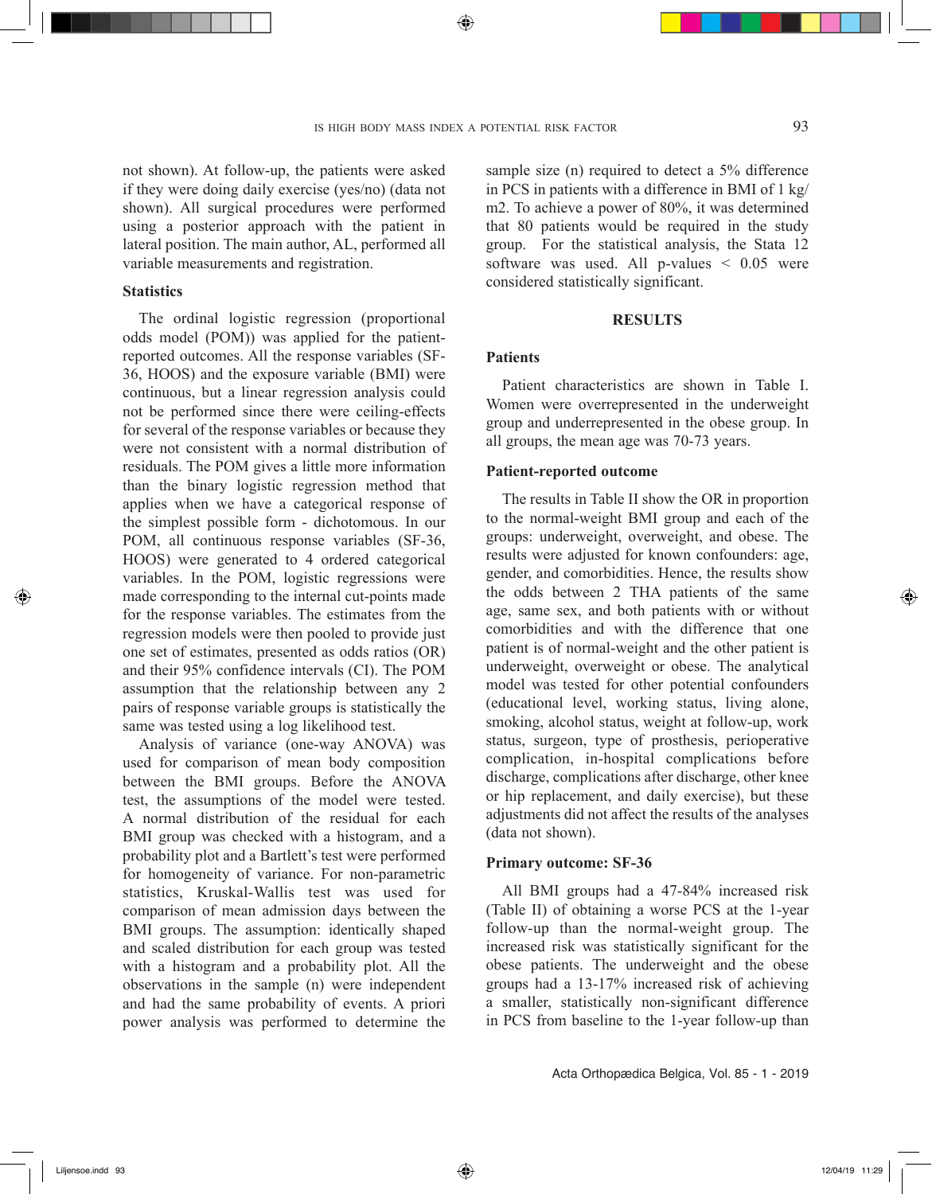not shown). At follow-up, the patients were asked if they were doing daily exercise (yes/no) (data not shown). All surgical procedures were performed using a posterior approach with the patient in lateral position. The main author, AL, performed all variable measurements and registration.

### Statistics

The ordinal logistic regression (proportional odds model (POM)) was applied for the patient-reported outcomes. All the response variables (SF-36, HOOS) and the exposure variable (BMI) were continuous, but a linear regression analysis could not be performed since there were ceiling-effects for several of the response variables or because they were not consistent with a normal distribution of residuals. The POM gives a little more information than the binary logistic regression method that applies when we have a categorical response of the simplest possible form - dichotomous. In our POM, all continuous response variables (SF-36, HOOS) were generated to 4 ordered categorical variables. In the POM, logistic regressions were made corresponding to the internal cut-points made for the response variables. The estimates from the regression models were then pooled to provide just one set of estimates, presented as odds ratios (OR) and their 95% confidence intervals (CI). The POM assumption that the relationship between any 2 pairs of response variable groups is statistically the same was tested using a log likelihood test.

Analysis of variance (one-way ANOVA) was used for comparison of mean body composition between the BMI groups. Before the ANOVA test, the assumptions of the model were tested. A normal distribution of the residual for each BMI group was checked with a histogram, and a probability plot and a Bartlett's test were performed for homogeneity of variance. For non-parametric statistics, Kruskal-Wallis test was used for comparison of mean admission days between the BMI groups. The assumption: identically shaped and scaled distribution for each group was tested with a histogram and a probability plot. All the observations in the sample (n) were independent and had the same probability of events. A priori power analysis was performed to determine the sample size (n) required to detect a 5% difference in PCS in patients with a difference in BMI of 1 kg/m2. To achieve a power of 80%, it was determined that 80 patients would be required in the study group. For the statistical analysis, the Stata 12 software was used. All p-values < 0.05 were considered statistically significant.

## RESULTS

### Patients

Patient characteristics are shown in Table I. Women were overrepresented in the underweight group and underrepresented in the obese group. In all groups, the mean age was 70-73 years.

### Patient-reported outcome

The results in Table II show the OR in proportion to the normal-weight BMI group and each of the groups: underweight, overweight, and obese. The results were adjusted for known confounders: age, gender, and comorbidities. Hence, the results show the odds between 2 THA patients of the same age, same sex, and both patients with or without comorbidities and with the difference that one patient is of normal-weight and the other patient is underweight, overweight or obese. The analytical model was tested for other potential confounders (educational level, working status, living alone, smoking, alcohol status, weight at follow-up, work status, surgeon, type of prosthesis, perioperative complication, in-hospital complications before discharge, complications after discharge, other knee or hip replacement, and daily exercise), but these adjustments did not affect the results of the analyses (data not shown).

### Primary outcome: SF-36

All BMI groups had a 47-84% increased risk (Table II) of obtaining a worse PCS at the 1-year follow-up than the normal-weight group. The increased risk was statistically significant for the obese patients. The underweight and the obese groups had a 13-17% increased risk of achieving a smaller, statistically non-significant difference in PCS from baseline to the 1-year follow-up than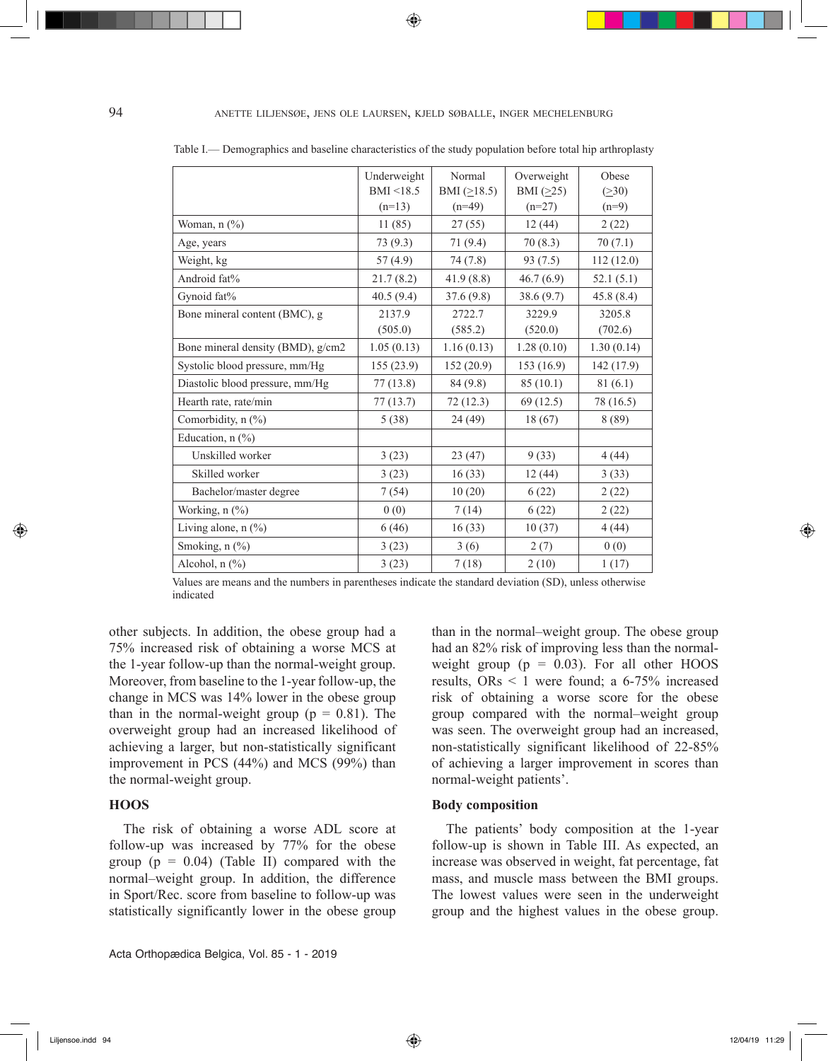Table I.— Demographics and baseline characteristics of the study population before total hip arthroplasty

| | Underweight BMI <18.5 (n=13) | Normal BMI (≥18.5) (n=49) | Overweight BMI (≥25) (n=27) | Obese (≥30) (n=9) |
|---|---|---|---|---|
| Woman, n (%) | 11 (85) | 27 (55) | 12 (44) | 2 (22) |
| Age, years | 73 (9.3) | 71 (9.4) | 70 (8.3) | 70 (7.1) |
| Weight, kg | 57 (4.9) | 74 (7.8) | 93 (7.5) | 112 (12.0) |
| Android fat% | 21.7 (8.2) | 41.9 (8.8) | 46.7 (6.9) | 52.1 (5.1) |
| Gynoid fat% | 40.5 (9.4) | 37.6 (9.8) | 38.6 (9.7) | 45.8 (8.4) |
| Bone mineral content (BMC), g | 2137.9 (505.0) | 2722.7 (585.2) | 3229.9 (520.0) | 3205.8 (702.6) |
| Bone mineral density (BMD), g/cm2 | 1.05 (0.13) | 1.16 (0.13) | 1.28 (0.10) | 1.30 (0.14) |
| Systolic blood pressure, mm/Hg | 155 (23.9) | 152 (20.9) | 153 (16.9) | 142 (17.9) |
| Diastolic blood pressure, mm/Hg | 77 (13.8) | 84 (9.8) | 85 (10.1) | 81 (6.1) |
| Hearth rate, rate/min | 77 (13.7) | 72 (12.3) | 69 (12.5) | 78 (16.5) |
| Comorbidity, n (%) | 5 (38) | 24 (49) | 18 (67) | 8 (89) |
| Education, n (%) | | | | |
| Unskilled worker | 3 (23) | 23 (47) | 9 (33) | 4 (44) |
| Skilled worker | 3 (23) | 16 (33) | 12 (44) | 3 (33) |
| Bachelor/master degree | 7 (54) | 10 (20) | 6 (22) | 2 (22) |
| Working, n (%) | 0 (0) | 7 (14) | 6 (22) | 2 (22) |
| Living alone, n (%) | 6 (46) | 16 (33) | 10 (37) | 4 (44) |
| Smoking, n (%) | 3 (23) | 3 (6) | 2 (7) | 0 (0) |
| Alcohol, n (%) | 3 (23) | 7 (18) | 2 (10) | 1 (17) |

Values are means and the numbers in parentheses indicate the standard deviation (SD), unless otherwise indicated

other subjects. In addition, the obese group had a 75% increased risk of obtaining a worse MCS at the 1-year follow-up than the normal-weight group. Moreover, from baseline to the 1-year follow-up, the change in MCS was 14% lower in the obese group than in the normal-weight group ($p = 0.81$). The overweight group had an increased likelihood of achieving a larger, but non-statistically significant improvement in PCS (44%) and MCS (99%) than the normal-weight group.

### HOOS

The risk of obtaining a worse ADL score at follow-up was increased by 77% for the obese group ($p = 0.04$) (Table II) compared with the normal–weight group. In addition, the difference in Sport/Rec. score from baseline to follow-up was statistically significantly lower in the obese group than in the normal–weight group. The obese group had an 82% risk of improving less than the normal-weight group ($p = 0.03$). For all other HOOS results, ORs < 1 were found; a 6-75% increased risk of obtaining a worse score for the obese group compared with the normal–weight group was seen. The overweight group had an increased, non-statistically significant likelihood of 22-85% of achieving a larger improvement in scores than normal-weight patients'.

### Body composition

The patients' body composition at the 1-year follow-up is shown in Table III. As expected, an increase was observed in weight, fat percentage, fat mass, and muscle mass between the BMI groups. The lowest values were seen in the underweight group and the highest values in the obese group.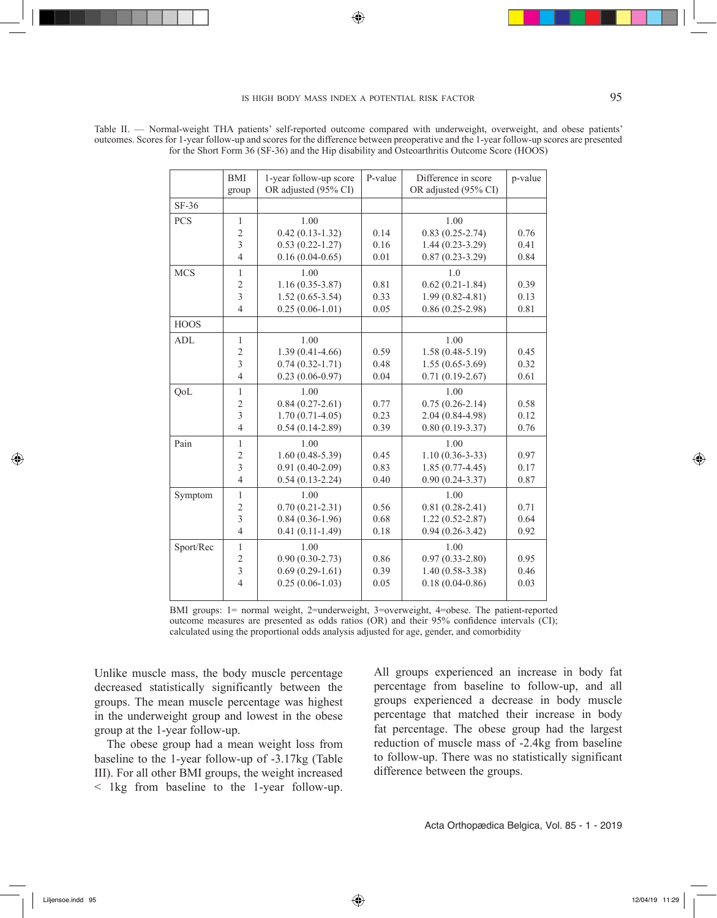Table II. — Normal-weight THA patients' self-reported outcome compared with underweight, overweight, and obese patients' outcomes. Scores for 1-year follow-up and scores for the difference between preoperative and the 1-year follow-up scores are presented for the Short Form 36 (SF-36) and the Hip disability and Osteoarthritis Outcome Score (HOOS)

| | BMI group | 1-year follow-up score OR adjusted (95% CI) | P-value | Difference in score OR adjusted (95% CI) | p-value |
|---|---|---|---|---|---|
| SF-36 | | | | | |
| PCS | 1 | 1.00 | | 1.00 | |
| | 2 | 0.42 (0.13-1.32) | 0.14 | 0.83 (0.25-2.74) | 0.76 |
| | 3 | 0.53 (0.22-1.27) | 0.16 | 1.44 (0.23-3.29) | 0.41 |
| | 4 | 0.16 (0.04-0.65) | 0.01 | 0.87 (0.23-3.29) | 0.84 |
| MCS | 1 | 1.00 | | 1.0 | |
| | 2 | 1.16 (0.35-3.87) | 0.81 | 0.62 (0.21-1.84) | 0.39 |
| | 3 | 1.52 (0.65-3.54) | 0.33 | 1.99 (0.82-4.81) | 0.13 |
| | 4 | 0.25 (0.06-1.01) | 0.05 | 0.86 (0.25-2.98) | 0.81 |
| HOOS | | | | | |
| ADL | 1 | 1.00 | | 1.00 | |
| | 2 | 1.39 (0.41-4.66) | 0.59 | 1.58 (0.48-5.19) | 0.45 |
| | 3 | 0.74 (0.32-1.71) | 0.48 | 1.55 (0.65-3.69) | 0.32 |
| | 4 | 0.23 (0.06-0.97) | 0.04 | 0.71 (0.19-2.67) | 0.61 |
| QoL | 1 | 1.00 | | 1.00 | |
| | 2 | 0.84 (0.27-2.61) | 0.77 | 0.75 (0.26-2.14) | 0.58 |
| | 3 | 1.70 (0.71-4.05) | 0.23 | 2.04 (0.84-4.98) | 0.12 |
| | 4 | 0.54 (0.14-2.89) | 0.39 | 0.80 (0.19-3.37) | 0.76 |
| Pain | 1 | 1.00 | | 1.00 | |
| | 2 | 1.60 (0.48-5.39) | 0.45 | 1.10 (0.36-3-33) | 0.97 |
| | 3 | 0.91 (0.40-2.09) | 0.83 | 1.85 (0.77-4.45) | 0.17 |
| | 4 | 0.54 (0.13-2.24) | 0.40 | 0.90 (0.24-3.37) | 0.87 |
| Symptom | 1 | 1.00 | | 1.00 | |
| | 2 | 0.70 (0.21-2.31) | 0.56 | 0.81 (0.28-2.41) | 0.71 |
| | 3 | 0.84 (0.36-1.96) | 0.68 | 1.22 (0.52-2.87) | 0.64 |
| | 4 | 0.41 (0.11-1.49) | 0.18 | 0.94 (0.26-3.42) | 0.92 |
| Sport/Rec | 1 | 1.00 | | 1.00 | |
| | 2 | 0.90 (0.30-2.73) | 0.86 | 0.97 (0.33-2.80) | 0.95 |
| | 3 | 0.69 (0.29-1.61) | 0.39 | 1.40 (0.58-3.38) | 0.46 |
| | 4 | 0.25 (0.06-1.03) | 0.05 | 0.18 (0.04-0.86) | 0.03 |

BMI groups: 1= normal weight, 2=underweight, 3=overweight, 4=obese. The patient-reported outcome measures are presented as odds ratios (OR) and their 95% confidence intervals (CI); calculated using the proportional odds analysis adjusted for age, gender, and comorbidity

Unlike muscle mass, the body muscle percentage decreased statistically significantly between the groups. The mean muscle percentage was highest in the underweight group and lowest in the obese group at the 1-year follow-up.

The obese group had a mean weight loss from baseline to the 1-year follow-up of -3.17kg (Table III). For all other BMI groups, the weight increased < 1kg from baseline to the 1-year follow-up. All groups experienced an increase in body fat percentage from baseline to follow-up, and all groups experienced a decrease in body muscle percentage that matched their increase in body fat percentage. The obese group had the largest reduction of muscle mass of -2.4kg from baseline to follow-up. There was no statistically significant difference between the groups.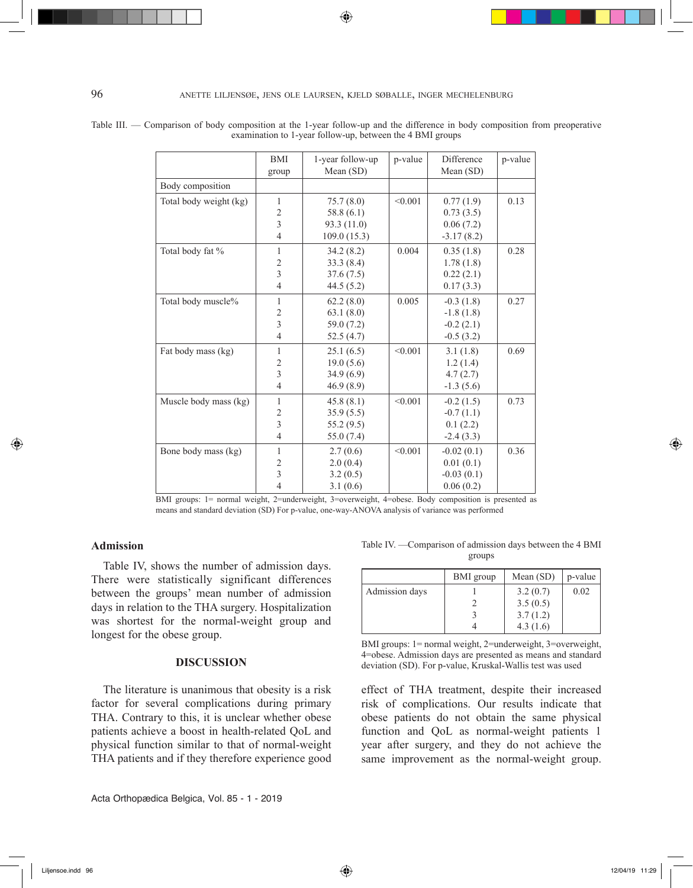Table III. — Comparison of body composition at the 1-year follow-up and the difference in body composition from preoperative examination to 1-year follow-up, between the 4 BMI groups

| | BMI group | 1-year follow-up Mean (SD) | p-value | Difference Mean (SD) | p-value |
|---|---|---|---|---|---|
| Body composition | | | | | |
| Total body weight (kg) | 1 | 75.7 (8.0) | <0.001 | 0.77 (1.9) | 0.13 |
| | 2 | 58.8 (6.1) | | 0.73 (3.5) | |
| | 3 | 93.3 (11.0) | | 0.06 (7.2) | |
| | 4 | 109.0 (15.3) | | -3.17 (8.2) | |
| Total body fat % | 1 | 34.2 (8.2) | 0.004 | 0.35 (1.8) | 0.28 |
| | 2 | 33.3 (8.4) | | 1.78 (1.8) | |
| | 3 | 37.6 (7.5) | | 0.22 (2.1) | |
| | 4 | 44.5 (5.2) | | 0.17 (3.3) | |
| Total body muscle% | 1 | 62.2 (8.0) | 0.005 | -0.3 (1.8) | 0.27 |
| | 2 | 63.1 (8.0) | | -1.8 (1.8) | |
| | 3 | 59.0 (7.2) | | -0.2 (2.1) | |
| | 4 | 52.5 (4.7) | | -0.5 (3.2) | |
| Fat body mass (kg) | 1 | 25.1 (6.5) | <0.001 | 3.1 (1.8) | 0.69 |
| | 2 | 19.0 (5.6) | | 1.2 (1.4) | |
| | 3 | 34.9 (6.9) | | 4.7 (2.7) | |
| | 4 | 46.9 (8.9) | | -1.3 (5.6) | |
| Muscle body mass (kg) | 1 | 45.8 (8.1) | <0.001 | -0.2 (1.5) | 0.73 |
| | 2 | 35.9 (5.5) | | -0.7 (1.1) | |
| | 3 | 55.2 (9.5) | | 0.1 (2.2) | |
| | 4 | 55.0 (7.4) | | -2.4 (3.3) | |
| Bone body mass (kg) | 1 | 2.7 (0.6) | <0.001 | -0.02 (0.1) | 0.36 |
| | 2 | 2.0 (0.4) | | 0.01 (0.1) | |
| | 3 | 3.2 (0.5) | | -0.03 (0.1) | |
| | 4 | 3.1 (0.6) | | 0.06 (0.2) | |

BMI groups: 1= normal weight, 2=underweight, 3=overweight, 4=obese. Body composition is presented as means and standard deviation (SD) For p-value, one-way-ANOVA analysis of variance was performed

## Admission

Table IV, shows the number of admission days. There were statistically significant differences between the groups' mean number of admission days in relation to the THA surgery. Hospitalization was shortest for the normal-weight group and longest for the obese group.

Table IV. —Comparison of admission days between the 4 BMI groups

| | BMI group | Mean (SD) | p-value |
|---|---|---|---|
| Admission days | 1 | 3.2 (0.7) | 0.02 |
| | 2 | 3.5 (0.5) | |
| | 3 | 3.7 (1.2) | |
| | 4 | 4.3 (1.6) | |

BMI groups: 1= normal weight, 2=underweight, 3=overweight, 4=obese. Admission days are presented as means and standard deviation (SD). For p-value, Kruskal-Wallis test was used

## DISCUSSION

The literature is unanimous that obesity is a risk factor for several complications during primary THA. Contrary to this, it is unclear whether obese patients achieve a boost in health-related QoL and physical function similar to that of normal-weight THA patients and if they therefore experience good effect of THA treatment, despite their increased risk of complications. Our results indicate that obese patients do not obtain the same physical function and QoL as normal-weight patients 1 year after surgery, and they do not achieve the same improvement as the normal-weight group.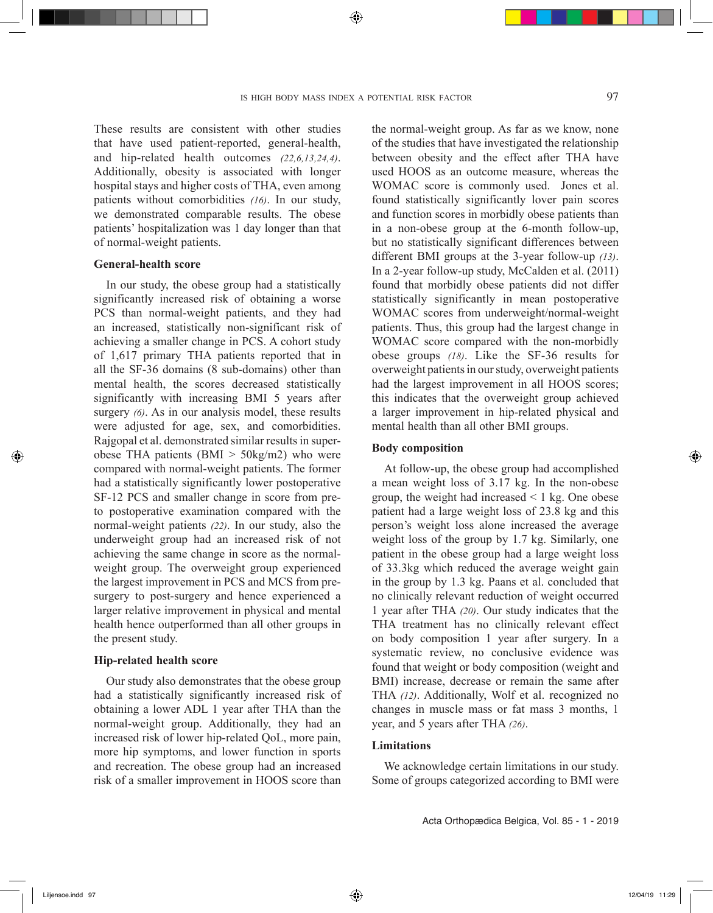These results are consistent with other studies that have used patient-reported, general-health, and hip-related health outcomes *(22,6,13,24,4)*. Additionally, obesity is associated with longer hospital stays and higher costs of THA, even among patients without comorbidities *(16)*. In our study, we demonstrated comparable results. The obese patients' hospitalization was 1 day longer than that of normal-weight patients.

### General-health score

In our study, the obese group had a statistically significantly increased risk of obtaining a worse PCS than normal-weight patients, and they had an increased, statistically non-significant risk of achieving a smaller change in PCS. A cohort study of 1,617 primary THA patients reported that in all the SF-36 domains (8 sub-domains) other than mental health, the scores decreased statistically significantly with increasing BMI 5 years after surgery *(6)*. As in our analysis model, these results were adjusted for age, sex, and comorbidities. Rajgopal et al. demonstrated similar results in super-obese THA patients (BMI > 50kg/m2) who were compared with normal-weight patients. The former had a statistically significantly lower postoperative SF-12 PCS and smaller change in score from pre- to postoperative examination compared with the normal-weight patients *(22)*. In our study, also the underweight group had an increased risk of not achieving the same change in score as the normal-weight group. The overweight group experienced the largest improvement in PCS and MCS from pre-surgery to post-surgery and hence experienced a larger relative improvement in physical and mental health hence outperformed than all other groups in the present study.

### Hip-related health score

Our study also demonstrates that the obese group had a statistically significantly increased risk of obtaining a lower ADL 1 year after THA than the normal-weight group. Additionally, they had an increased risk of lower hip-related QoL, more pain, more hip symptoms, and lower function in sports and recreation. The obese group had an increased risk of a smaller improvement in HOOS score than the normal-weight group. As far as we know, none of the studies that have investigated the relationship between obesity and the effect after THA have used HOOS as an outcome measure, whereas the WOMAC score is commonly used. Jones et al. found statistically significantly lover pain scores and function scores in morbidly obese patients than in a non-obese group at the 6-month follow-up, but no statistically significant differences between different BMI groups at the 3-year follow-up *(13)*. In a 2-year follow-up study, McCalden et al. (2011) found that morbidly obese patients did not differ statistically significantly in mean postoperative WOMAC scores from underweight/normal-weight patients. Thus, this group had the largest change in WOMAC score compared with the non-morbidly obese groups *(18)*. Like the SF-36 results for overweight patients in our study, overweight patients had the largest improvement in all HOOS scores; this indicates that the overweight group achieved a larger improvement in hip-related physical and mental health than all other BMI groups.

### Body composition

At follow-up, the obese group had accomplished a mean weight loss of 3.17 kg. In the non-obese group, the weight had increased < 1 kg. One obese patient had a large weight loss of 23.8 kg and this person's weight loss alone increased the average weight loss of the group by 1.7 kg. Similarly, one patient in the obese group had a large weight loss of 33.3kg which reduced the average weight gain in the group by 1.3 kg. Paans et al. concluded that no clinically relevant reduction of weight occurred 1 year after THA *(20)*. Our study indicates that the THA treatment has no clinically relevant effect on body composition 1 year after surgery. In a systematic review, no conclusive evidence was found that weight or body composition (weight and BMI) increase, decrease or remain the same after THA *(12)*. Additionally, Wolf et al. recognized no changes in muscle mass or fat mass 3 months, 1 year, and 5 years after THA *(26)*.

### Limitations

We acknowledge certain limitations in our study. Some of groups categorized according to BMI were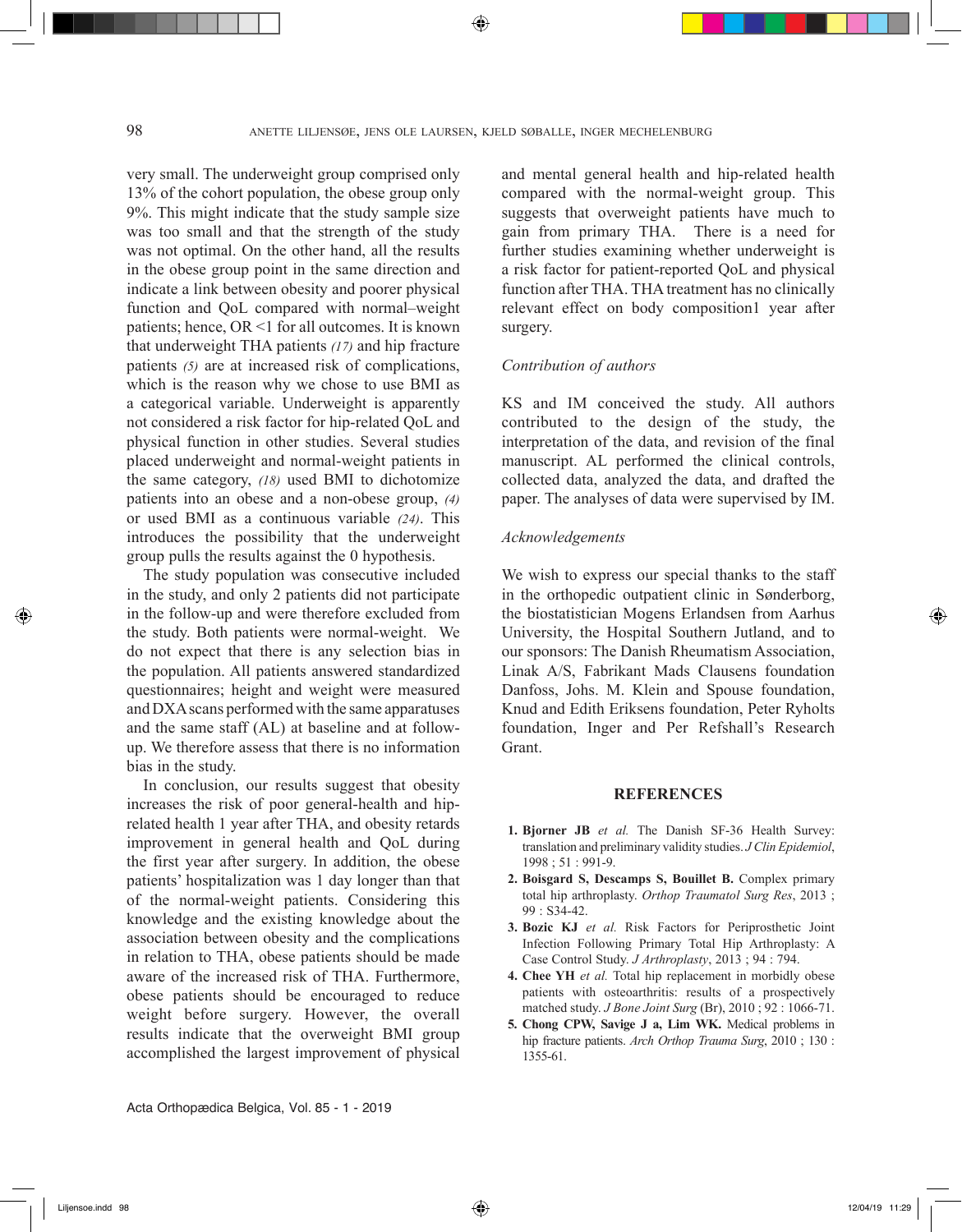very small. The underweight group comprised only 13% of the cohort population, the obese group only 9%. This might indicate that the study sample size was too small and that the strength of the study was not optimal. On the other hand, all the results in the obese group point in the same direction and indicate a link between obesity and poorer physical function and QoL compared with normal–weight patients; hence, OR <1 for all outcomes. It is known that underweight THA patients *(17)* and hip fracture patients *(5)* are at increased risk of complications, which is the reason why we chose to use BMI as a categorical variable. Underweight is apparently not considered a risk factor for hip-related QoL and physical function in other studies. Several studies placed underweight and normal-weight patients in the same category, *(18)* used BMI to dichotomize patients into an obese and a non-obese group, *(4)* or used BMI as a continuous variable *(24)*. This introduces the possibility that the underweight group pulls the results against the 0 hypothesis.

The study population was consecutive included in the study, and only 2 patients did not participate in the follow-up and were therefore excluded from the study. Both patients were normal-weight. We do not expect that there is any selection bias in the population. All patients answered standardized questionnaires; height and weight were measured and DXA scans performed with the same apparatuses and the same staff (AL) at baseline and at follow-up. We therefore assess that there is no information bias in the study.

In conclusion, our results suggest that obesity increases the risk of poor general-health and hip-related health 1 year after THA, and obesity retards improvement in general health and QoL during the first year after surgery. In addition, the obese patients' hospitalization was 1 day longer than that of the normal-weight patients. Considering this knowledge and the existing knowledge about the association between obesity and the complications in relation to THA, obese patients should be made aware of the increased risk of THA. Furthermore, obese patients should be encouraged to reduce weight before surgery. However, the overall results indicate that the overweight BMI group accomplished the largest improvement of physical and mental general health and hip-related health compared with the normal-weight group. This suggests that overweight patients have much to gain from primary THA. There is a need for further studies examining whether underweight is a risk factor for patient-reported QoL and physical function after THA. THA treatment has no clinically relevant effect on body composition1 year after surgery.

*Contribution of authors*

KS and IM conceived the study. All authors contributed to the design of the study, the interpretation of the data, and revision of the final manuscript. AL performed the clinical controls, collected data, analyzed the data, and drafted the paper. The analyses of data were supervised by IM.

*Acknowledgements*

We wish to express our special thanks to the staff in the orthopedic outpatient clinic in Sønderborg, the biostatistician Mogens Erlandsen from Aarhus University, the Hospital Southern Jutland, and to our sponsors: The Danish Rheumatism Association, Linak A/S, Fabrikant Mads Clausens foundation Danfoss, Johs. M. Klein and Spouse foundation, Knud and Edith Eriksens foundation, Peter Ryholts foundation, Inger and Per Refshall's Research Grant.

## REFERENCES

1. **Bjorner JB** *et al.* The Danish SF-36 Health Survey: translation and preliminary validity studies. *J Clin Epidemiol*, 1998 ; 51 : 991-9.
2. **Boisgard S, Descamps S, Bouillet B.** Complex primary total hip arthroplasty. *Orthop Traumatol Surg Res*, 2013 ; 99 : S34-42.
3. **Bozic KJ** *et al.* Risk Factors for Periprosthetic Joint Infection Following Primary Total Hip Arthroplasty: A Case Control Study. *J Arthroplasty*, 2013 ; 94 : 794.
4. **Chee YH** *et al.* Total hip replacement in morbidly obese patients with osteoarthritis: results of a prospectively matched study. *J Bone Joint Surg* (Br), 2010 ; 92 : 1066-71.
5. **Chong CPW, Savige J a, Lim WK.** Medical problems in hip fracture patients. *Arch Orthop Trauma Surg*, 2010 ; 130 : 1355-61.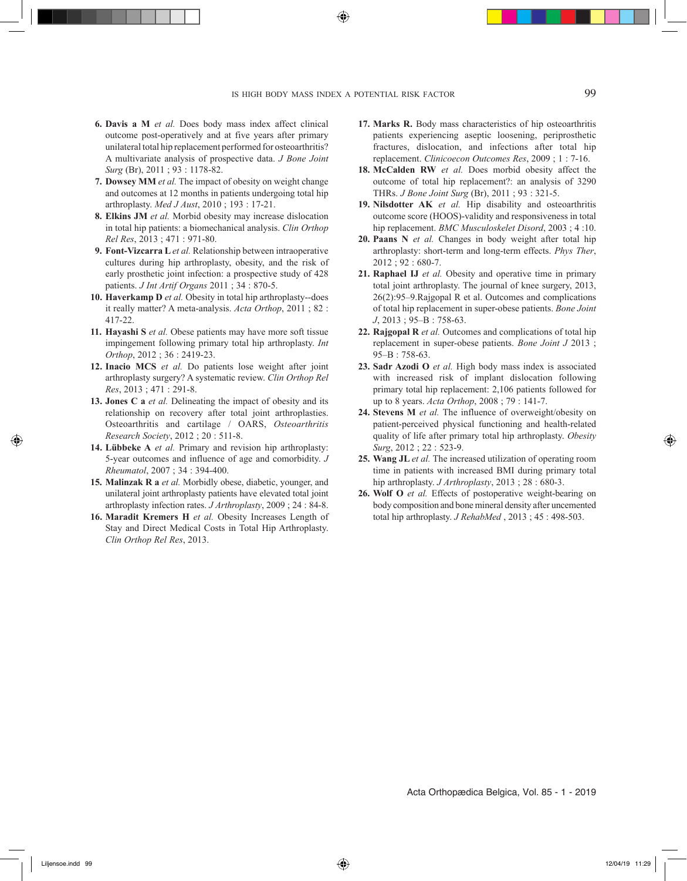6. **Davis a M** *et al.* Does body mass index affect clinical outcome post-operatively and at five years after primary unilateral total hip replacement performed for osteoarthritis? A multivariate analysis of prospective data. *J Bone Joint Surg* (Br), 2011 ; 93 : 1178-82.
7. **Dowsey MM** *et al.* The impact of obesity on weight change and outcomes at 12 months in patients undergoing total hip arthroplasty. *Med J Aust*, 2010 ; 193 : 17-21.
8. **Elkins JM** *et al.* Morbid obesity may increase dislocation in total hip patients: a biomechanical analysis. *Clin Orthop Rel Res*, 2013 ; 471 : 971-80.
9. **Font-Vizcarra L** *et al.* Relationship between intraoperative cultures during hip arthroplasty, obesity, and the risk of early prosthetic joint infection: a prospective study of 428 patients. *J Int Artif Organs* 2011 ; 34 : 870-5.
10. **Haverkamp D** *et al.* Obesity in total hip arthroplasty--does it really matter? A meta-analysis. *Acta Orthop*, 2011 ; 82 : 417-22.
11. **Hayashi S** *et al.* Obese patients may have more soft tissue impingement following primary total hip arthroplasty. *Int Orthop*, 2012 ; 36 : 2419-23.
12. **Inacio MCS** *et al.* Do patients lose weight after joint arthroplasty surgery? A systematic review. *Clin Orthop Rel Res*, 2013 ; 471 : 291-8.
13. **Jones C a** *et al.* Delineating the impact of obesity and its relationship on recovery after total joint arthroplasties. Osteoarthritis and cartilage / OARS, *Osteoarthritis Research Society*, 2012 ; 20 : 511-8.
14. **Lübbeke A** *et al.* Primary and revision hip arthroplasty: 5-year outcomes and influence of age and comorbidity. *J Rheumatol*, 2007 ; 34 : 394-400.
15. **Malinzak R a** *et al.* Morbidly obese, diabetic, younger, and unilateral joint arthroplasty patients have elevated total joint arthroplasty infection rates. *J Arthroplasty*, 2009 ; 24 : 84-8.
16. **Maradit Kremers H** *et al.* Obesity Increases Length of Stay and Direct Medical Costs in Total Hip Arthroplasty. *Clin Orthop Rel Res*, 2013.
17. **Marks R.** Body mass characteristics of hip osteoarthritis patients experiencing aseptic loosening, periprosthetic fractures, dislocation, and infections after total hip replacement. *Clinicoecon Outcomes Res*, 2009 ; 1 : 7-16.
18. **McCalden RW** *et al.* Does morbid obesity affect the outcome of total hip replacement?: an analysis of 3290 THRs. *J Bone Joint Surg* (Br), 2011 ; 93 : 321-5.
19. **Nilsdotter AK** *et al.* Hip disability and osteoarthritis outcome score (HOOS)-validity and responsiveness in total hip replacement. *BMC Musculoskelet Disord*, 2003 ; 4 :10.
20. **Paans N** *et al.* Changes in body weight after total hip arthroplasty: short-term and long-term effects. *Phys Ther*, 2012 ; 92 : 680-7.
21. **Raphael IJ** *et al.* Obesity and operative time in primary total joint arthroplasty. The journal of knee surgery, 2013, 26(2):95–9.Rajgopal R et al. Outcomes and complications of total hip replacement in super-obese patients. *Bone Joint J*, 2013 ; 95–B : 758-63.
22. **Rajgopal R** *et al.* Outcomes and complications of total hip replacement in super-obese patients. *Bone Joint J* 2013 ; 95–B : 758-63.
23. **Sadr Azodi O** *et al.* High body mass index is associated with increased risk of implant dislocation following primary total hip replacement: 2,106 patients followed for up to 8 years. *Acta Orthop*, 2008 ; 79 : 141-7.
24. **Stevens M** *et al.* The influence of overweight/obesity on patient-perceived physical functioning and health-related quality of life after primary total hip arthroplasty. *Obesity Surg*, 2012 ; 22 : 523-9.
25. **Wang JL** *et al.* The increased utilization of operating room time in patients with increased BMI during primary total hip arthroplasty. *J Arthroplasty*, 2013 ; 28 : 680-3.
26. **Wolf O** *et al.* Effects of postoperative weight-bearing on body composition and bone mineral density after uncemented total hip arthroplasty. *J RehabMed* , 2013 ; 45 : 498-503.